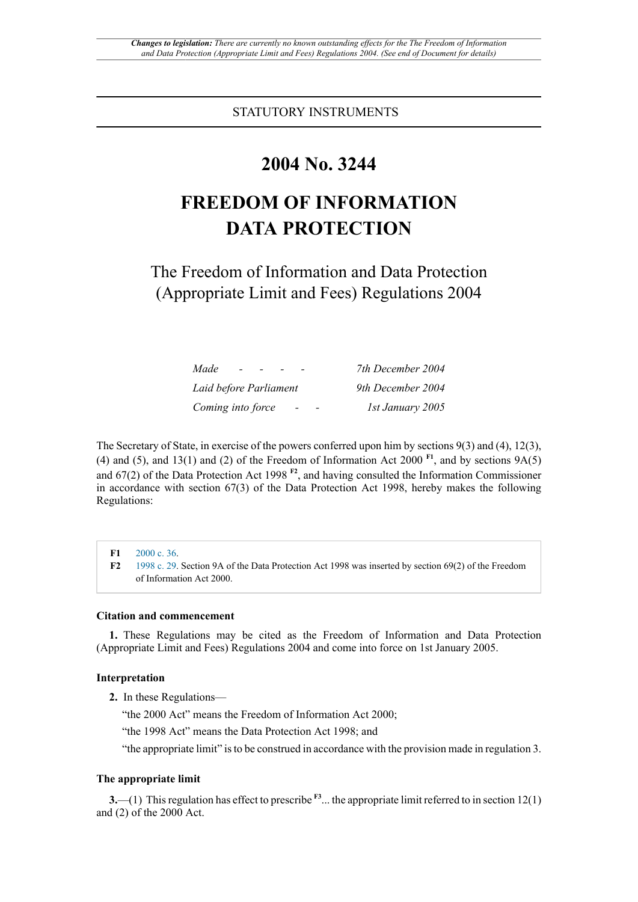*Changes to legislation: There are currently no known outstanding effects for the The Freedom of Information and Data Protection (Appropriate Limit and Fees) Regulations 2004. (See end of Document for details)*

STATUTORY INSTRUMENTS

# 2004 No. 3244

# FREEDOM OF INFORMATION DATA PROTECTION

## The Freedom of Information and Data Protection (Appropriate Limit and Fees) Regulations 2004

| | |
|---|---|
| *Made - - - -* | *7th December 2004* |
| *Laid before Parliament* | *9th December 2004* |
| *Coming into force - -* | *1st January 2005* |

The Secretary of State, in exercise of the powers conferred upon him by sections 9(3) and (4), 12(3), (4) and (5), and 13(1) and (2) of the Freedom of Information Act 2000 [F1], and by sections 9A(5) and 67(2) of the Data Protection Act 1998 [F2], and having consulted the Information Commissioner in accordance with section 67(3) of the Data Protection Act 1998, hereby makes the following Regulations:

**F1** 2000 c. 36.
**F2** 1998 c. 29. Section 9A of the Data Protection Act 1998 was inserted by section 69(2) of the Freedom of Information Act 2000.

### Citation and commencement

**1.** These Regulations may be cited as the Freedom of Information and Data Protection (Appropriate Limit and Fees) Regulations 2004 and come into force on 1st January 2005.

### Interpretation

**2.** In these Regulations—

"the 2000 Act" means the Freedom of Information Act 2000;

"the 1998 Act" means the Data Protection Act 1998; and

"the appropriate limit" is to be construed in accordance with the provision made in regulation 3.

### The appropriate limit

**3.**—(1) This regulation has effect to prescribe [F3]... the appropriate limit referred to in section 12(1) and (2) of the 2000 Act.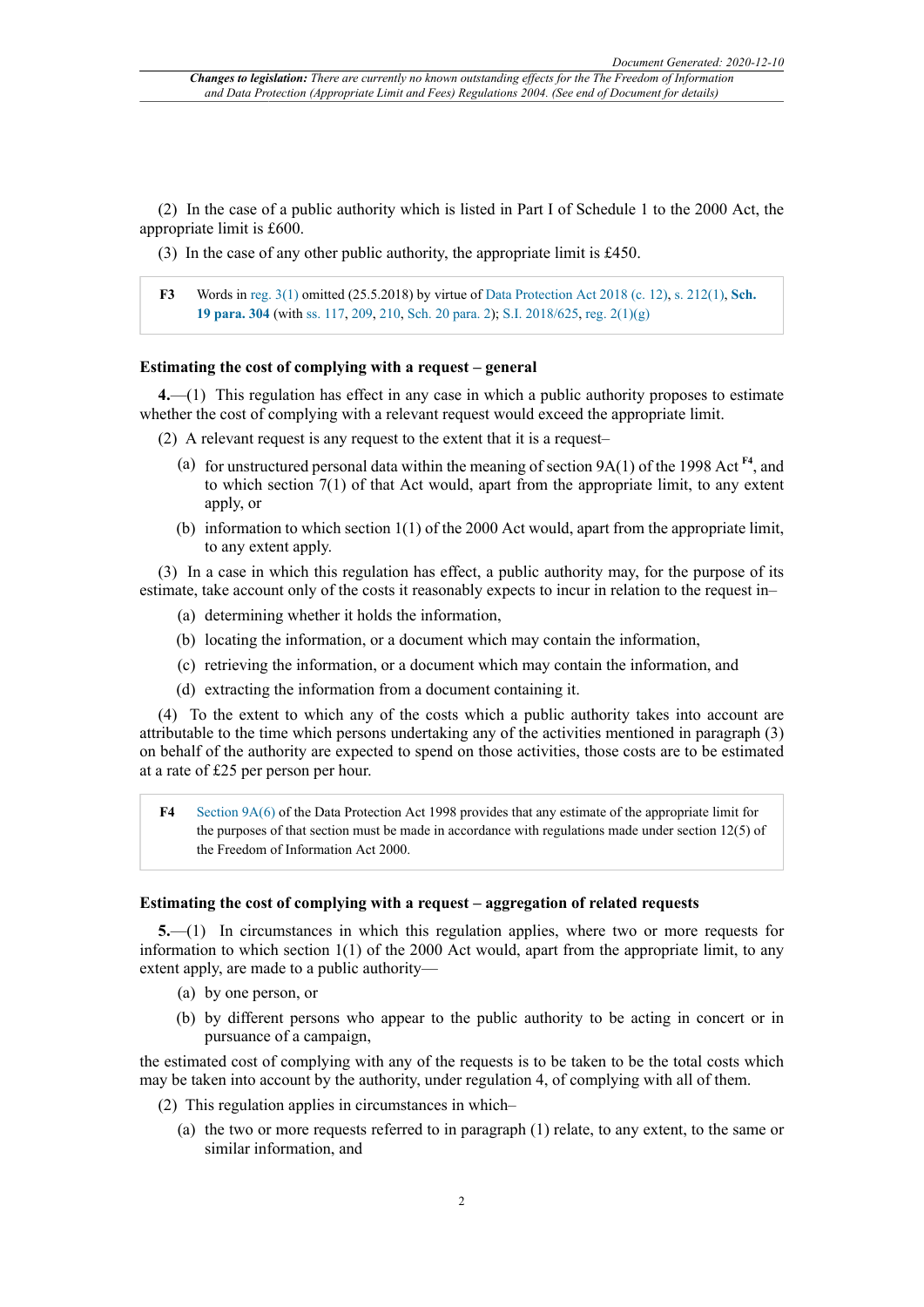(2) In the case of a public authority which is listed in Part I of Schedule 1 to the 2000 Act, the appropriate limit is £600.

(3) In the case of any other public authority, the appropriate limit is £450.

> **F3** Words in reg. 3(1) omitted (25.5.2018) by virtue of Data Protection Act 2018 (c. 12), s. 212(1), **Sch. 19 para. 304** (with ss. 117, 209, 210, Sch. 20 para. 2); S.I. 2018/625, reg. 2(1)(g)

### Estimating the cost of complying with a request – general

**4.**—(1) This regulation has effect in any case in which a public authority proposes to estimate whether the cost of complying with a relevant request would exceed the appropriate limit.

(2) A relevant request is any request to the extent that it is a request–

- (a) for unstructured personal data within the meaning of section 9A(1) of the 1998 Act [F4], and to which section 7(1) of that Act would, apart from the appropriate limit, to any extent apply, or
- (b) information to which section 1(1) of the 2000 Act would, apart from the appropriate limit, to any extent apply.

(3) In a case in which this regulation has effect, a public authority may, for the purpose of its estimate, take account only of the costs it reasonably expects to incur in relation to the request in–

- (a) determining whether it holds the information,
- (b) locating the information, or a document which may contain the information,
- (c) retrieving the information, or a document which may contain the information, and
- (d) extracting the information from a document containing it.

(4) To the extent to which any of the costs which a public authority takes into account are attributable to the time which persons undertaking any of the activities mentioned in paragraph (3) on behalf of the authority are expected to spend on those activities, those costs are to be estimated at a rate of £25 per person per hour.

> **F4** Section 9A(6) of the Data Protection Act 1998 provides that any estimate of the appropriate limit for the purposes of that section must be made in accordance with regulations made under section 12(5) of the Freedom of Information Act 2000.

### Estimating the cost of complying with a request – aggregation of related requests

**5.**—(1) In circumstances in which this regulation applies, where two or more requests for information to which section 1(1) of the 2000 Act would, apart from the appropriate limit, to any extent apply, are made to a public authority—

- (a) by one person, or
- (b) by different persons who appear to the public authority to be acting in concert or in pursuance of a campaign,

the estimated cost of complying with any of the requests is to be taken to be the total costs which may be taken into account by the authority, under regulation 4, of complying with all of them.

(2) This regulation applies in circumstances in which–

- (a) the two or more requests referred to in paragraph (1) relate, to any extent, to the same or similar information, and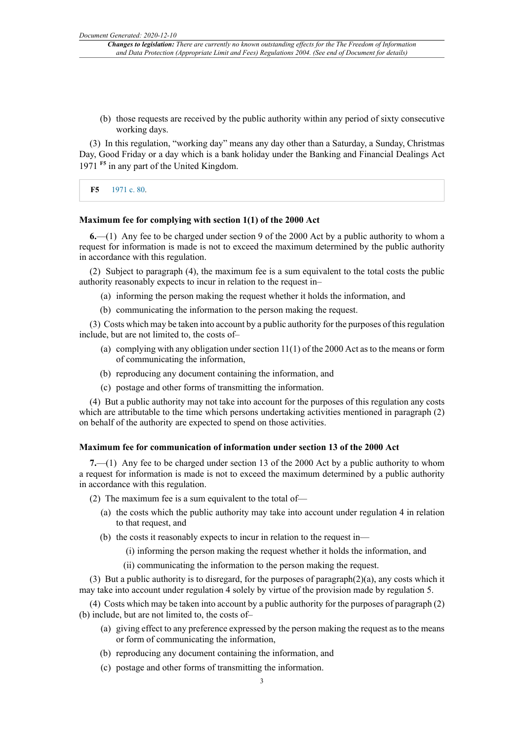(b) those requests are received by the public authority within any period of sixty consecutive working days.

(3) In this regulation, "working day" means any day other than a Saturday, a Sunday, Christmas Day, Good Friday or a day which is a bank holiday under the Banking and Financial Dealings Act 1971 [F5] in any part of the United Kingdom.

| **F5** | 1971 c. 80. |
|---|---|

### Maximum fee for complying with section 1(1) of the 2000 Act

**6.**—(1) Any fee to be charged under section 9 of the 2000 Act by a public authority to whom a request for information is made is not to exceed the maximum determined by the public authority in accordance with this regulation.

(2) Subject to paragraph (4), the maximum fee is a sum equivalent to the total costs the public authority reasonably expects to incur in relation to the request in–

(a) informing the person making the request whether it holds the information, and

(b) communicating the information to the person making the request.

(3) Costs which may be taken into account by a public authority for the purposes of this regulation include, but are not limited to, the costs of–

(a) complying with any obligation under section 11(1) of the 2000 Act as to the means or form of communicating the information,

(b) reproducing any document containing the information, and

(c) postage and other forms of transmitting the information.

(4) But a public authority may not take into account for the purposes of this regulation any costs which are attributable to the time which persons undertaking activities mentioned in paragraph (2) on behalf of the authority are expected to spend on those activities.

### Maximum fee for communication of information under section 13 of the 2000 Act

**7.**—(1) Any fee to be charged under section 13 of the 2000 Act by a public authority to whom a request for information is made is not to exceed the maximum determined by a public authority in accordance with this regulation.

(2) The maximum fee is a sum equivalent to the total of—

(a) the costs which the public authority may take into account under regulation 4 in relation to that request, and

(b) the costs it reasonably expects to incur in relation to the request in—

(i) informing the person making the request whether it holds the information, and

(ii) communicating the information to the person making the request.

(3) But a public authority is to disregard, for the purposes of paragraph(2)(a), any costs which it may take into account under regulation 4 solely by virtue of the provision made by regulation 5.

(4) Costs which may be taken into account by a public authority for the purposes of paragraph (2)(b) include, but are not limited to, the costs of–

(a) giving effect to any preference expressed by the person making the request as to the means or form of communicating the information,

(b) reproducing any document containing the information, and

(c) postage and other forms of transmitting the information.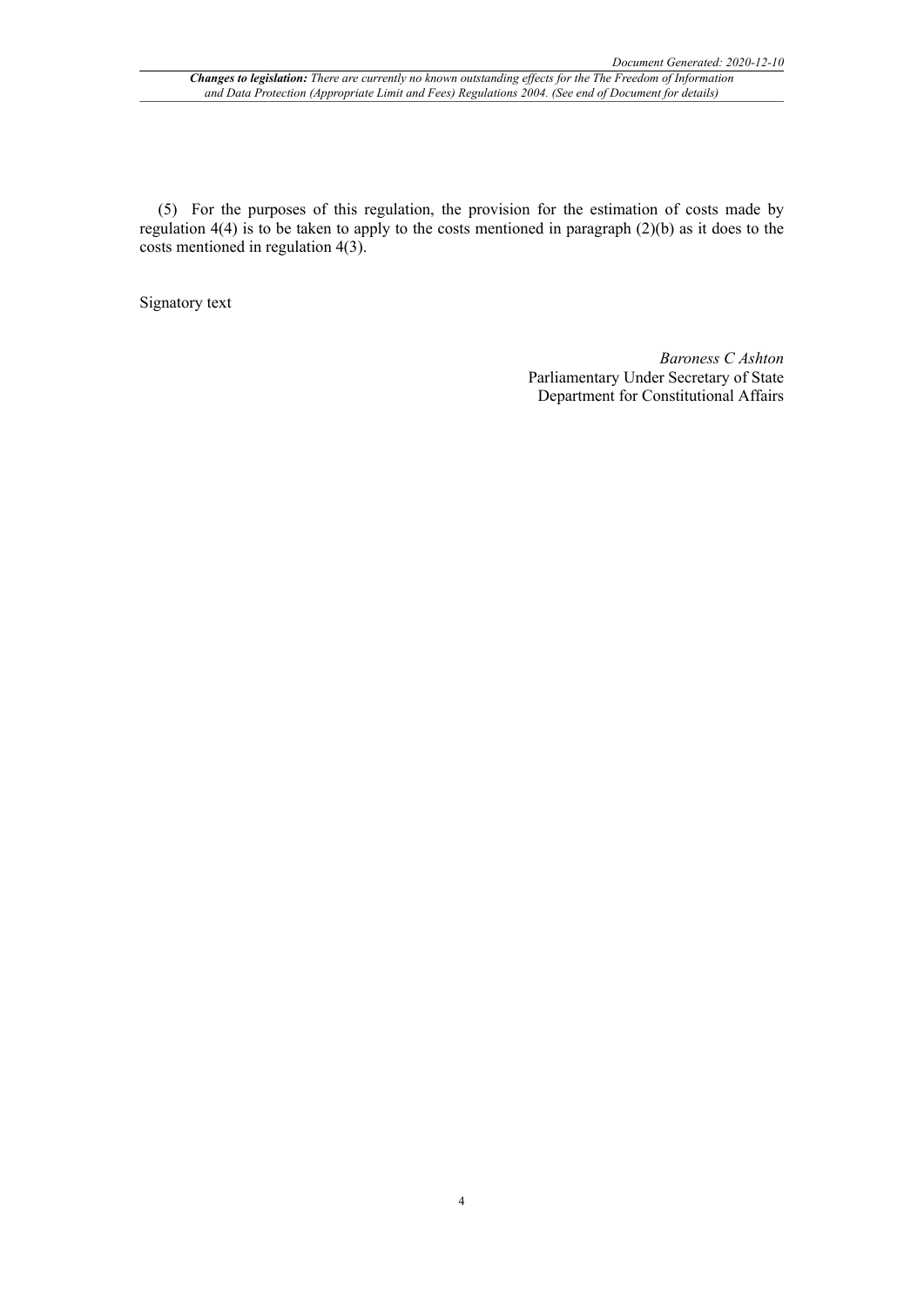(5) For the purposes of this regulation, the provision for the estimation of costs made by regulation 4(4) is to be taken to apply to the costs mentioned in paragraph (2)(b) as it does to the costs mentioned in regulation 4(3).

Signatory text

*Baroness C Ashton*
Parliamentary Under Secretary of State
Department for Constitutional Affairs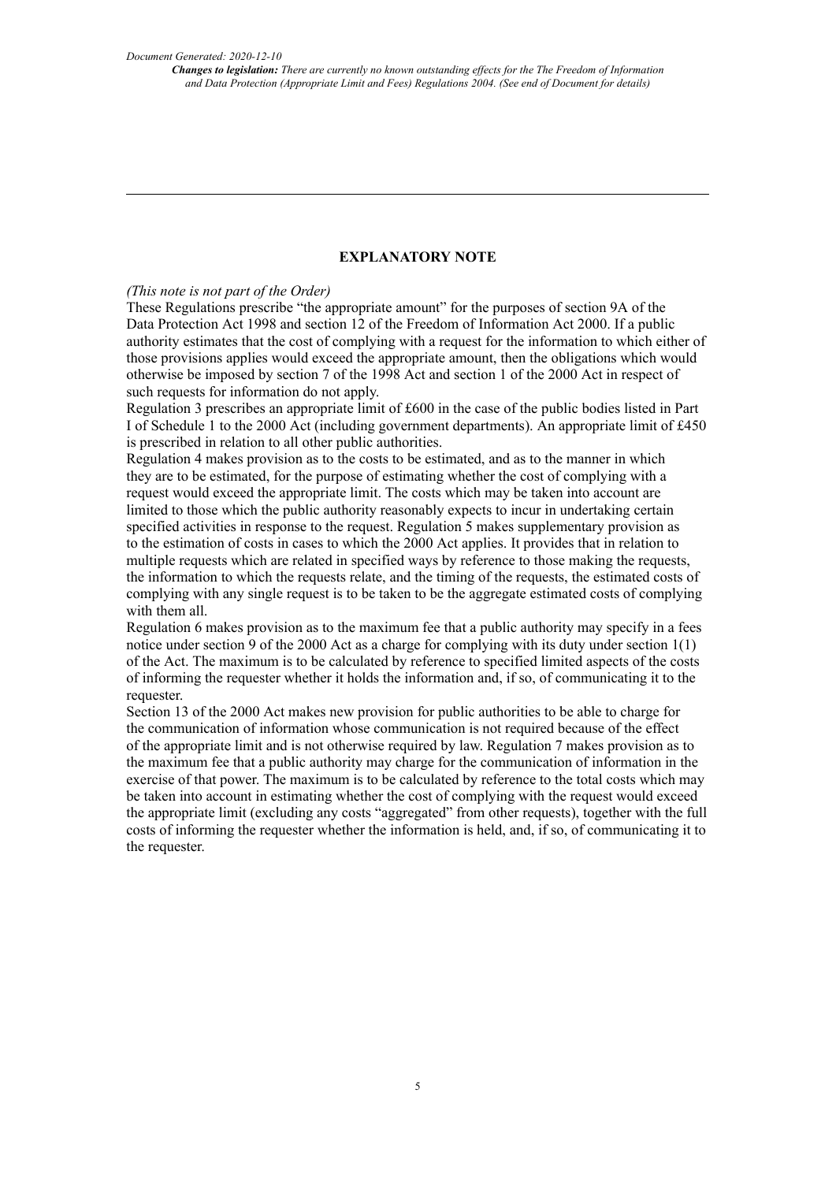## EXPLANATORY NOTE

*(This note is not part of the Order)*

These Regulations prescribe "the appropriate amount" for the purposes of section 9A of the Data Protection Act 1998 and section 12 of the Freedom of Information Act 2000. If a public authority estimates that the cost of complying with a request for the information to which either of those provisions applies would exceed the appropriate amount, then the obligations which would otherwise be imposed by section 7 of the 1998 Act and section 1 of the 2000 Act in respect of such requests for information do not apply.

Regulation 3 prescribes an appropriate limit of £600 in the case of the public bodies listed in Part I of Schedule 1 to the 2000 Act (including government departments). An appropriate limit of £450 is prescribed in relation to all other public authorities.

Regulation 4 makes provision as to the costs to be estimated, and as to the manner in which they are to be estimated, for the purpose of estimating whether the cost of complying with a request would exceed the appropriate limit. The costs which may be taken into account are limited to those which the public authority reasonably expects to incur in undertaking certain specified activities in response to the request. Regulation 5 makes supplementary provision as to the estimation of costs in cases to which the 2000 Act applies. It provides that in relation to multiple requests which are related in specified ways by reference to those making the requests, the information to which the requests relate, and the timing of the requests, the estimated costs of complying with any single request is to be taken to be the aggregate estimated costs of complying with them all.

Regulation 6 makes provision as to the maximum fee that a public authority may specify in a fees notice under section 9 of the 2000 Act as a charge for complying with its duty under section 1(1) of the Act. The maximum is to be calculated by reference to specified limited aspects of the costs of informing the requester whether it holds the information and, if so, of communicating it to the requester.

Section 13 of the 2000 Act makes new provision for public authorities to be able to charge for the communication of information whose communication is not required because of the effect of the appropriate limit and is not otherwise required by law. Regulation 7 makes provision as to the maximum fee that a public authority may charge for the communication of information in the exercise of that power. The maximum is to be calculated by reference to the total costs which may be taken into account in estimating whether the cost of complying with the request would exceed the appropriate limit (excluding any costs "aggregated" from other requests), together with the full costs of informing the requester whether the information is held, and, if so, of communicating it to the requester.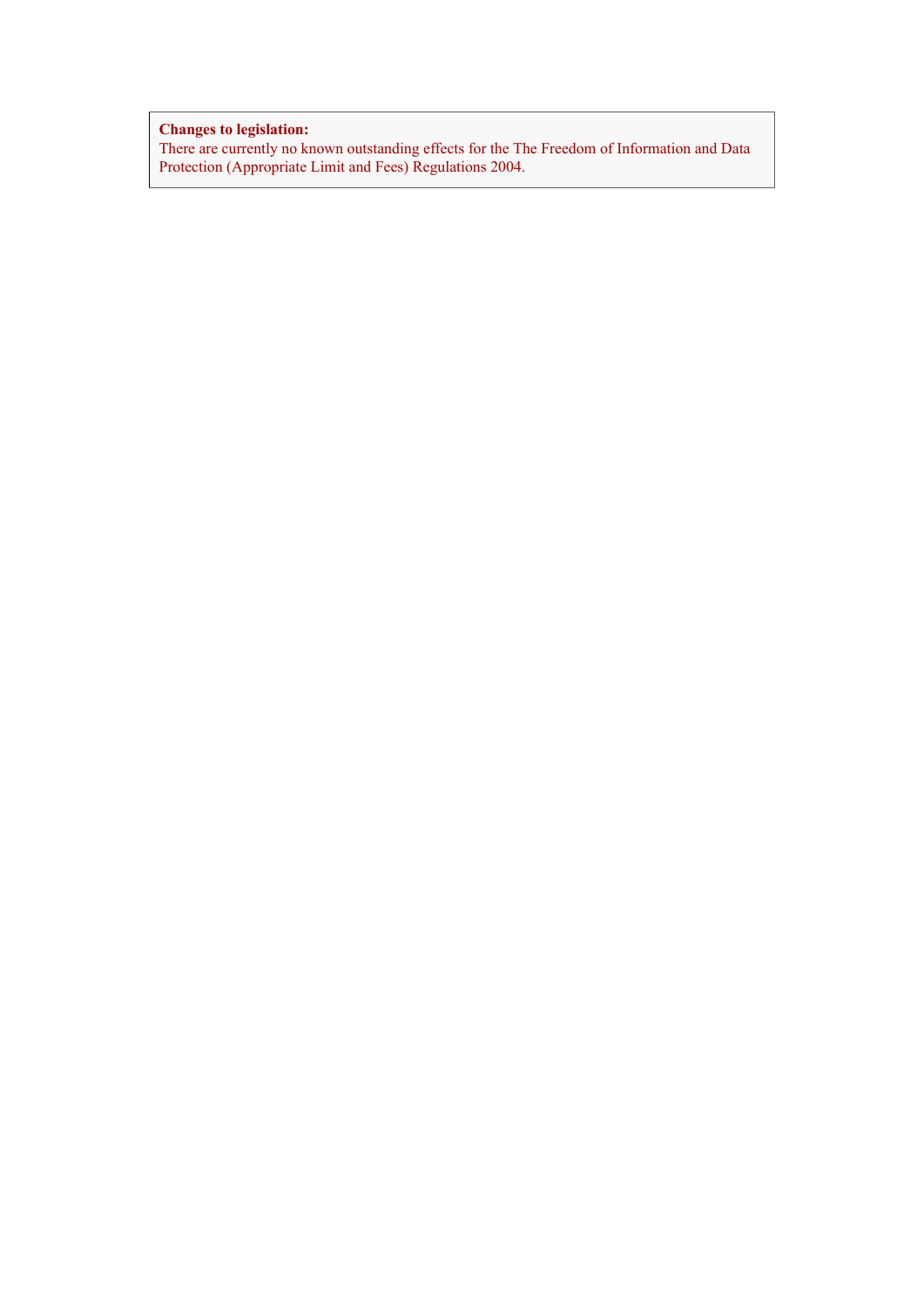**Changes to legislation:**
There are currently no known outstanding effects for the The Freedom of Information and Data Protection (Appropriate Limit and Fees) Regulations 2004.